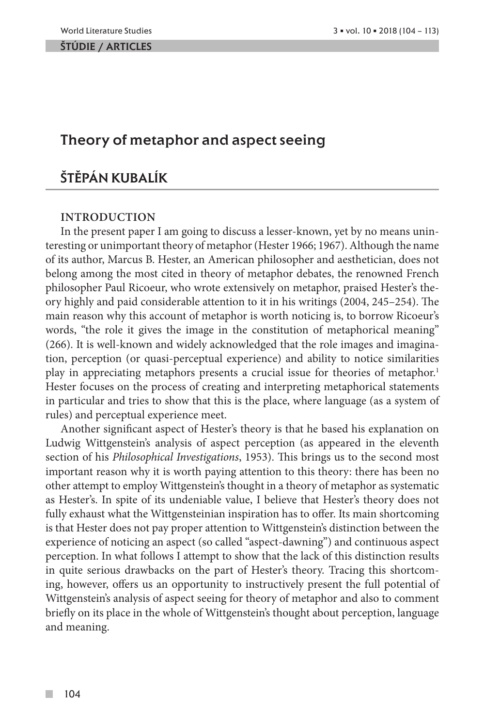ŠTÚDIE / ARTICLES

# Theory of metaphor and aspect seeing

## ŠTĚPÁN KUBALÍK

### INTRODUCTION

In the present paper I am going to discuss a lesser-known, yet by no means uninteresting or unimportant theory of metaphor (Hester 1966; 1967). Although the name of its author, Marcus B. Hester, an American philosopher and aesthetician, does not belong among the most cited in theory of metaphor debates, the renowned French philosopher Paul Ricoeur, who wrote extensively on metaphor, praised Hester's theory highly and paid considerable attention to it in his writings (2004, 245–254). The main reason why this account of metaphor is worth noticing is, to borrow Ricoeur's words, "the role it gives the image in the constitution of metaphorical meaning" (266). It is well-known and widely acknowledged that the role images and imagination, perception (or quasi-perceptual experience) and ability to notice similarities play in appreciating metaphors presents a crucial issue for theories of metaphor.[1] Hester focuses on the process of creating and interpreting metaphorical statements in particular and tries to show that this is the place, where language (as a system of rules) and perceptual experience meet.

Another significant aspect of Hester's theory is that he based his explanation on Ludwig Wittgenstein's analysis of aspect perception (as appeared in the eleventh section of his *Philosophical Investigations*, 1953). This brings us to the second most important reason why it is worth paying attention to this theory: there has been no other attempt to employ Wittgenstein's thought in a theory of metaphor as systematic as Hester's. In spite of its undeniable value, I believe that Hester's theory does not fully exhaust what the Wittgensteinian inspiration has to offer. Its main shortcoming is that Hester does not pay proper attention to Wittgenstein's distinction between the experience of noticing an aspect (so called "aspect-dawning") and continuous aspect perception. In what follows I attempt to show that the lack of this distinction results in quite serious drawbacks on the part of Hester's theory. Tracing this shortcoming, however, offers us an opportunity to instructively present the full potential of Wittgenstein's analysis of aspect seeing for theory of metaphor and also to comment briefly on its place in the whole of Wittgenstein's thought about perception, language and meaning.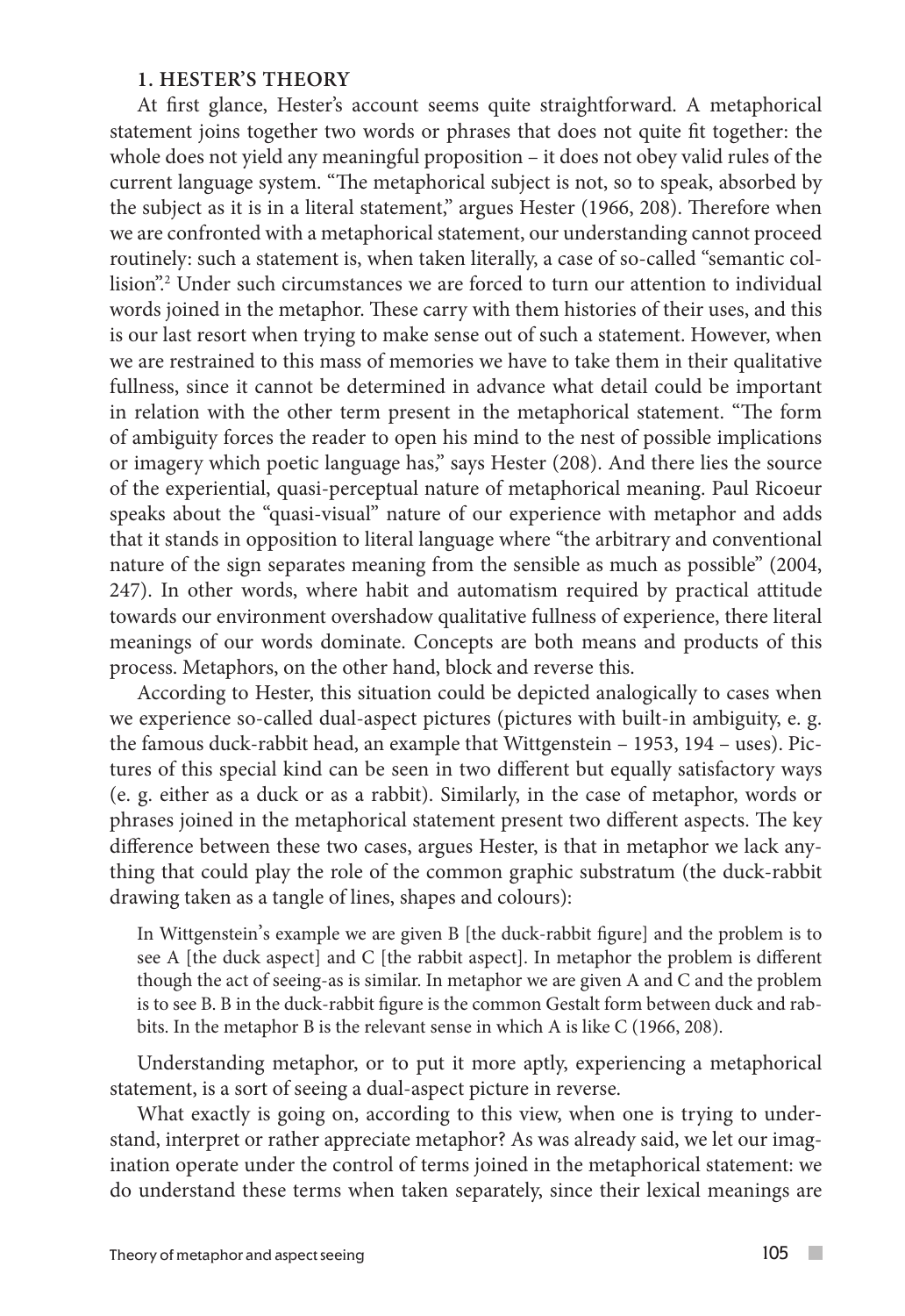## 1. HESTER'S THEORY

At first glance, Hester's account seems quite straightforward. A metaphorical statement joins together two words or phrases that does not quite fit together: the whole does not yield any meaningful proposition – it does not obey valid rules of the current language system. "The metaphorical subject is not, so to speak, absorbed by the subject as it is in a literal statement," argues Hester (1966, 208). Therefore when we are confronted with a metaphorical statement, our understanding cannot proceed routinely: such a statement is, when taken literally, a case of so-called "semantic collision".[2] Under such circumstances we are forced to turn our attention to individual words joined in the metaphor. These carry with them histories of their uses, and this is our last resort when trying to make sense out of such a statement. However, when we are restrained to this mass of memories we have to take them in their qualitative fullness, since it cannot be determined in advance what detail could be important in relation with the other term present in the metaphorical statement. "The form of ambiguity forces the reader to open his mind to the nest of possible implications or imagery which poetic language has," says Hester (208). And there lies the source of the experiential, quasi-perceptual nature of metaphorical meaning. Paul Ricoeur speaks about the "quasi-visual" nature of our experience with metaphor and adds that it stands in opposition to literal language where "the arbitrary and conventional nature of the sign separates meaning from the sensible as much as possible" (2004, 247). In other words, where habit and automatism required by practical attitude towards our environment overshadow qualitative fullness of experience, there literal meanings of our words dominate. Concepts are both means and products of this process. Metaphors, on the other hand, block and reverse this.

According to Hester, this situation could be depicted analogically to cases when we experience so-called dual-aspect pictures (pictures with built-in ambiguity, e. g. the famous duck-rabbit head, an example that Wittgenstein – 1953, 194 – uses). Pictures of this special kind can be seen in two different but equally satisfactory ways (e. g. either as a duck or as a rabbit). Similarly, in the case of metaphor, words or phrases joined in the metaphorical statement present two different aspects. The key difference between these two cases, argues Hester, is that in metaphor we lack anything that could play the role of the common graphic substratum (the duck-rabbit drawing taken as a tangle of lines, shapes and colours):

> In Wittgenstein's example we are given B [the duck-rabbit figure] and the problem is to see A [the duck aspect] and C [the rabbit aspect]. In metaphor the problem is different though the act of seeing-as is similar. In metaphor we are given A and C and the problem is to see B. B in the duck-rabbit figure is the common Gestalt form between duck and rabbits. In the metaphor B is the relevant sense in which A is like C (1966, 208).

Understanding metaphor, or to put it more aptly, experiencing a metaphorical statement, is a sort of seeing a dual-aspect picture in reverse.

What exactly is going on, according to this view, when one is trying to understand, interpret or rather appreciate metaphor? As was already said, we let our imagination operate under the control of terms joined in the metaphorical statement: we do understand these terms when taken separately, since their lexical meanings are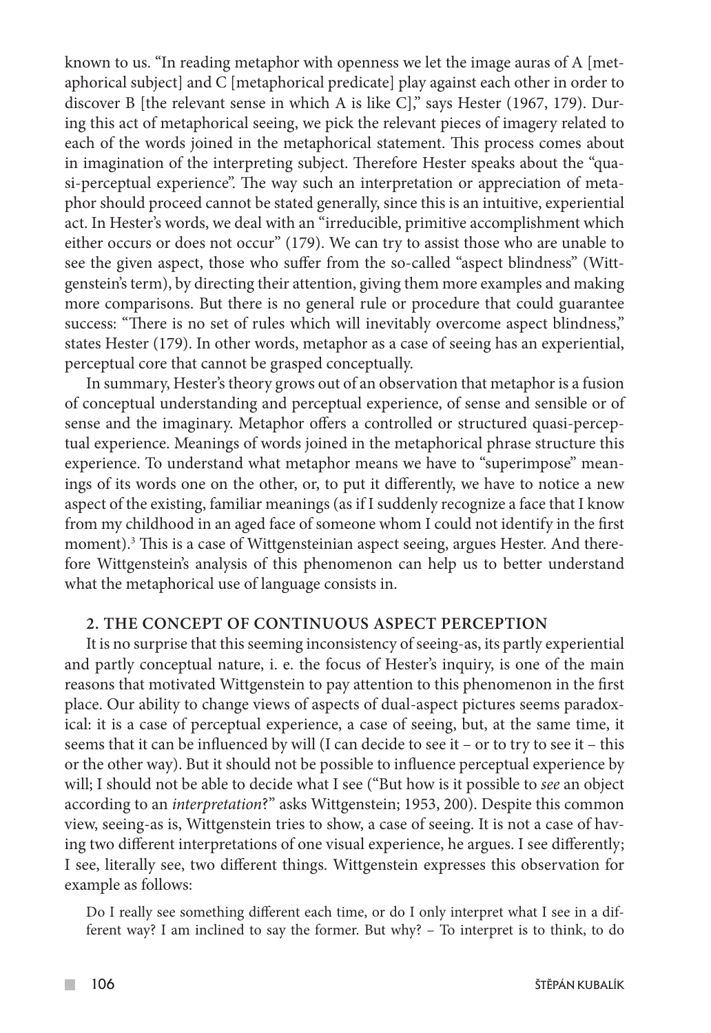known to us. "In reading metaphor with openness we let the image auras of A [metaphorical subject] and C [metaphorical predicate] play against each other in order to discover B [the relevant sense in which A is like C]," says Hester (1967, 179). During this act of metaphorical seeing, we pick the relevant pieces of imagery related to each of the words joined in the metaphorical statement. This process comes about in imagination of the interpreting subject. Therefore Hester speaks about the "quasi-perceptual experience". The way such an interpretation or appreciation of metaphor should proceed cannot be stated generally, since this is an intuitive, experiential act. In Hester's words, we deal with an "irreducible, primitive accomplishment which either occurs or does not occur" (179). We can try to assist those who are unable to see the given aspect, those who suffer from the so-called "aspect blindness" (Wittgenstein's term), by directing their attention, giving them more examples and making more comparisons. But there is no general rule or procedure that could guarantee success: "There is no set of rules which will inevitably overcome aspect blindness," states Hester (179). In other words, metaphor as a case of seeing has an experiential, perceptual core that cannot be grasped conceptually.

In summary, Hester's theory grows out of an observation that metaphor is a fusion of conceptual understanding and perceptual experience, of sense and sensible or of sense and the imaginary. Metaphor offers a controlled or structured quasi-perceptual experience. Meanings of words joined in the metaphorical phrase structure this experience. To understand what metaphor means we have to "superimpose" meanings of its words one on the other, or, to put it differently, we have to notice a new aspect of the existing, familiar meanings (as if I suddenly recognize a face that I know from my childhood in an aged face of someone whom I could not identify in the first moment).[3] This is a case of Wittgensteinian aspect seeing, argues Hester. And therefore Wittgenstein's analysis of this phenomenon can help us to better understand what the metaphorical use of language consists in.

## 2. THE CONCEPT OF CONTINUOUS ASPECT PERCEPTION

It is no surprise that this seeming inconsistency of seeing-as, its partly experiential and partly conceptual nature, i. e. the focus of Hester's inquiry, is one of the main reasons that motivated Wittgenstein to pay attention to this phenomenon in the first place. Our ability to change views of aspects of dual-aspect pictures seems paradoxical: it is a case of perceptual experience, a case of seeing, but, at the same time, it seems that it can be influenced by will (I can decide to see it – or to try to see it – this or the other way). But it should not be possible to influence perceptual experience by will; I should not be able to decide what I see ("But how is it possible to *see* an object according to an *interpretation*?" asks Wittgenstein; 1953, 200). Despite this common view, seeing-as is, Wittgenstein tries to show, a case of seeing. It is not a case of having two different interpretations of one visual experience, he argues. I see differently; I see, literally see, two different things. Wittgenstein expresses this observation for example as follows:

> Do I really see something different each time, or do I only interpret what I see in a different way? I am inclined to say the former. But why? – To interpret is to think, to do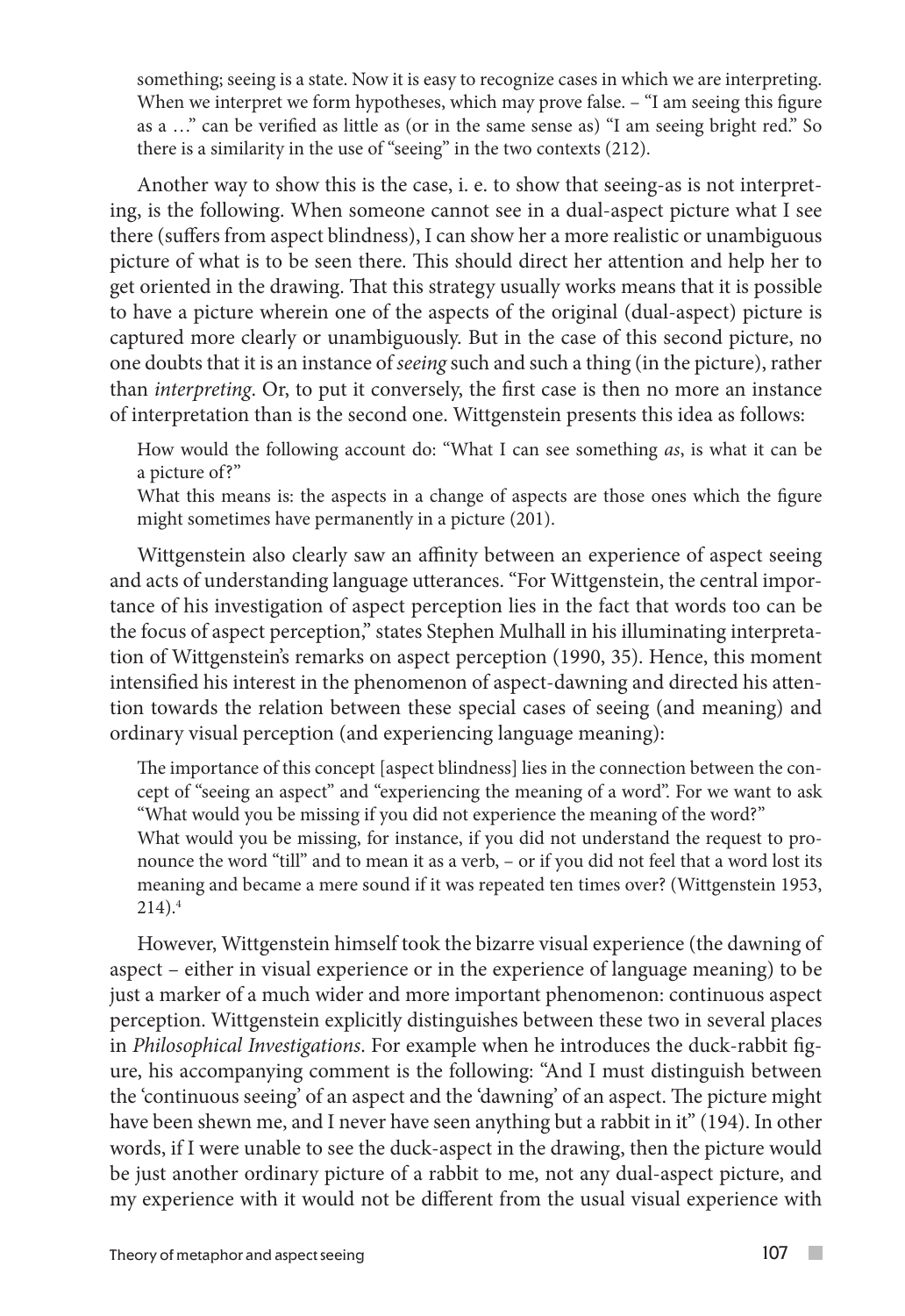something; seeing is a state. Now it is easy to recognize cases in which we are interpreting. When we interpret we form hypotheses, which may prove false. – "I am seeing this figure as a …" can be verified as little as (or in the same sense as) "I am seeing bright red." So there is a similarity in the use of "seeing" in the two contexts (212).

Another way to show this is the case, i. e. to show that seeing-as is not interpreting, is the following. When someone cannot see in a dual-aspect picture what I see there (suffers from aspect blindness), I can show her a more realistic or unambiguous picture of what is to be seen there. This should direct her attention and help her to get oriented in the drawing. That this strategy usually works means that it is possible to have a picture wherein one of the aspects of the original (dual-aspect) picture is captured more clearly or unambiguously. But in the case of this second picture, no one doubts that it is an instance of *seeing* such and such a thing (in the picture), rather than *interpreting*. Or, to put it conversely, the first case is then no more an instance of interpretation than is the second one. Wittgenstein presents this idea as follows:

> How would the following account do: "What I can see something *as*, is what it can be a picture of?"
> What this means is: the aspects in a change of aspects are those ones which the figure might sometimes have permanently in a picture (201).

Wittgenstein also clearly saw an affinity between an experience of aspect seeing and acts of understanding language utterances. "For Wittgenstein, the central importance of his investigation of aspect perception lies in the fact that words too can be the focus of aspect perception," states Stephen Mulhall in his illuminating interpretation of Wittgenstein's remarks on aspect perception (1990, 35). Hence, this moment intensified his interest in the phenomenon of aspect-dawning and directed his attention towards the relation between these special cases of seeing (and meaning) and ordinary visual perception (and experiencing language meaning):

> The importance of this concept [aspect blindness] lies in the connection between the concept of "seeing an aspect" and "experiencing the meaning of a word". For we want to ask "What would you be missing if you did not experience the meaning of the word?"
> What would you be missing, for instance, if you did not understand the request to pronounce the word "till" and to mean it as a verb, – or if you did not feel that a word lost its meaning and became a mere sound if it was repeated ten times over? (Wittgenstein 1953, 214).[4]

However, Wittgenstein himself took the bizarre visual experience (the dawning of aspect – either in visual experience or in the experience of language meaning) to be just a marker of a much wider and more important phenomenon: continuous aspect perception. Wittgenstein explicitly distinguishes between these two in several places in *Philosophical Investigations*. For example when he introduces the duck-rabbit figure, his accompanying comment is the following: "And I must distinguish between the 'continuous seeing' of an aspect and the 'dawning' of an aspect. The picture might have been shewn me, and I never have seen anything but a rabbit in it" (194). In other words, if I were unable to see the duck-aspect in the drawing, then the picture would be just another ordinary picture of a rabbit to me, not any dual-aspect picture, and my experience with it would not be different from the usual visual experience with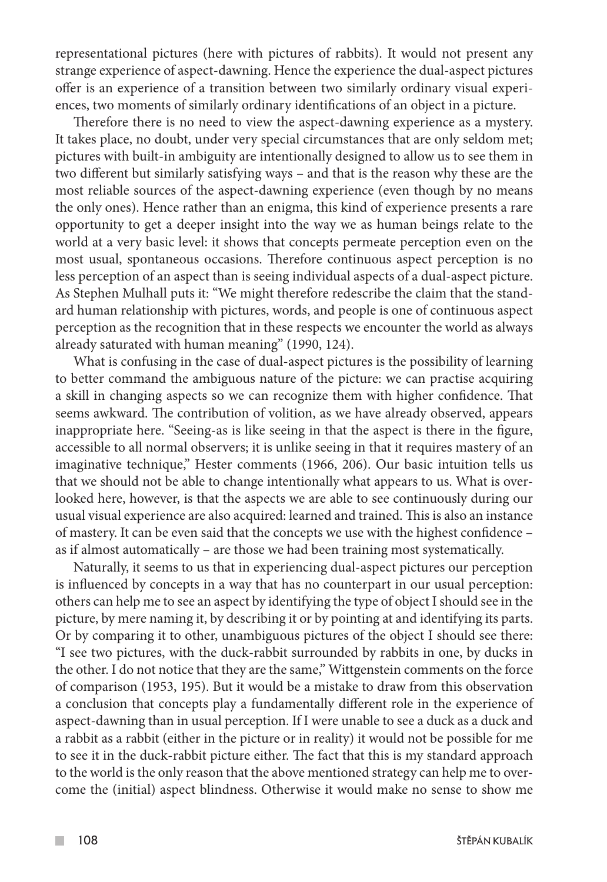representational pictures (here with pictures of rabbits). It would not present any strange experience of aspect-dawning. Hence the experience the dual-aspect pictures offer is an experience of a transition between two similarly ordinary visual experiences, two moments of similarly ordinary identifications of an object in a picture.

Therefore there is no need to view the aspect-dawning experience as a mystery. It takes place, no doubt, under very special circumstances that are only seldom met; pictures with built-in ambiguity are intentionally designed to allow us to see them in two different but similarly satisfying ways – and that is the reason why these are the most reliable sources of the aspect-dawning experience (even though by no means the only ones). Hence rather than an enigma, this kind of experience presents a rare opportunity to get a deeper insight into the way we as human beings relate to the world at a very basic level: it shows that concepts permeate perception even on the most usual, spontaneous occasions. Therefore continuous aspect perception is no less perception of an aspect than is seeing individual aspects of a dual-aspect picture. As Stephen Mulhall puts it: "We might therefore redescribe the claim that the standard human relationship with pictures, words, and people is one of continuous aspect perception as the recognition that in these respects we encounter the world as always already saturated with human meaning" (1990, 124).

What is confusing in the case of dual-aspect pictures is the possibility of learning to better command the ambiguous nature of the picture: we can practise acquiring a skill in changing aspects so we can recognize them with higher confidence. That seems awkward. The contribution of volition, as we have already observed, appears inappropriate here. "Seeing-as is like seeing in that the aspect is there in the figure, accessible to all normal observers; it is unlike seeing in that it requires mastery of an imaginative technique," Hester comments (1966, 206). Our basic intuition tells us that we should not be able to change intentionally what appears to us. What is overlooked here, however, is that the aspects we are able to see continuously during our usual visual experience are also acquired: learned and trained. This is also an instance of mastery. It can be even said that the concepts we use with the highest confidence – as if almost automatically – are those we had been training most systematically.

Naturally, it seems to us that in experiencing dual-aspect pictures our perception is influenced by concepts in a way that has no counterpart in our usual perception: others can help me to see an aspect by identifying the type of object I should see in the picture, by mere naming it, by describing it or by pointing at and identifying its parts. Or by comparing it to other, unambiguous pictures of the object I should see there: "I see two pictures, with the duck-rabbit surrounded by rabbits in one, by ducks in the other. I do not notice that they are the same," Wittgenstein comments on the force of comparison (1953, 195). But it would be a mistake to draw from this observation a conclusion that concepts play a fundamentally different role in the experience of aspect-dawning than in usual perception. If I were unable to see a duck as a duck and a rabbit as a rabbit (either in the picture or in reality) it would not be possible for me to see it in the duck-rabbit picture either. The fact that this is my standard approach to the world is the only reason that the above mentioned strategy can help me to overcome the (initial) aspect blindness. Otherwise it would make no sense to show me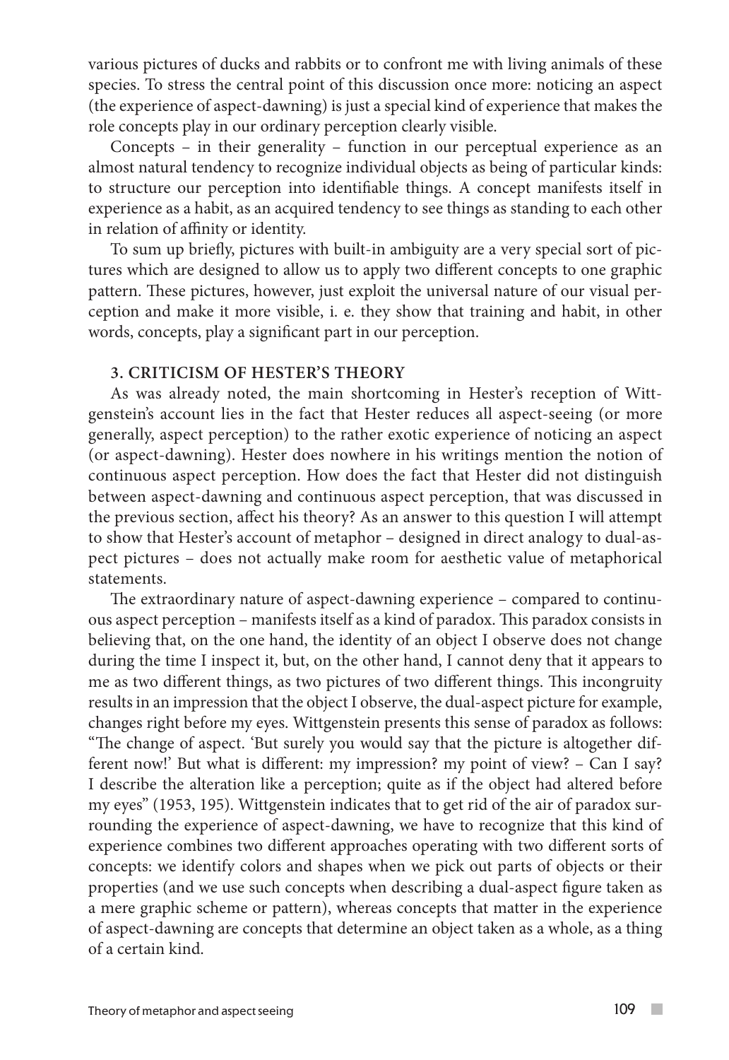various pictures of ducks and rabbits or to confront me with living animals of these species. To stress the central point of this discussion once more: noticing an aspect (the experience of aspect-dawning) is just a special kind of experience that makes the role concepts play in our ordinary perception clearly visible.

Concepts – in their generality – function in our perceptual experience as an almost natural tendency to recognize individual objects as being of particular kinds: to structure our perception into identifiable things. A concept manifests itself in experience as a habit, as an acquired tendency to see things as standing to each other in relation of affinity or identity.

To sum up briefly, pictures with built-in ambiguity are a very special sort of pictures which are designed to allow us to apply two different concepts to one graphic pattern. These pictures, however, just exploit the universal nature of our visual perception and make it more visible, i. e. they show that training and habit, in other words, concepts, play a significant part in our perception.

## 3. CRITICISM OF HESTER'S THEORY

As was already noted, the main shortcoming in Hester's reception of Wittgenstein's account lies in the fact that Hester reduces all aspect-seeing (or more generally, aspect perception) to the rather exotic experience of noticing an aspect (or aspect-dawning). Hester does nowhere in his writings mention the notion of continuous aspect perception. How does the fact that Hester did not distinguish between aspect-dawning and continuous aspect perception, that was discussed in the previous section, affect his theory? As an answer to this question I will attempt to show that Hester's account of metaphor – designed in direct analogy to dual-aspect pictures – does not actually make room for aesthetic value of metaphorical statements.

The extraordinary nature of aspect-dawning experience – compared to continuous aspect perception – manifests itself as a kind of paradox. This paradox consists in believing that, on the one hand, the identity of an object I observe does not change during the time I inspect it, but, on the other hand, I cannot deny that it appears to me as two different things, as two pictures of two different things. This incongruity results in an impression that the object I observe, the dual-aspect picture for example, changes right before my eyes. Wittgenstein presents this sense of paradox as follows: "The change of aspect. 'But surely you would say that the picture is altogether different now!' But what is different: my impression? my point of view? – Can I say? I describe the alteration like a perception; quite as if the object had altered before my eyes" (1953, 195). Wittgenstein indicates that to get rid of the air of paradox surrounding the experience of aspect-dawning, we have to recognize that this kind of experience combines two different approaches operating with two different sorts of concepts: we identify colors and shapes when we pick out parts of objects or their properties (and we use such concepts when describing a dual-aspect figure taken as a mere graphic scheme or pattern), whereas concepts that matter in the experience of aspect-dawning are concepts that determine an object taken as a whole, as a thing of a certain kind.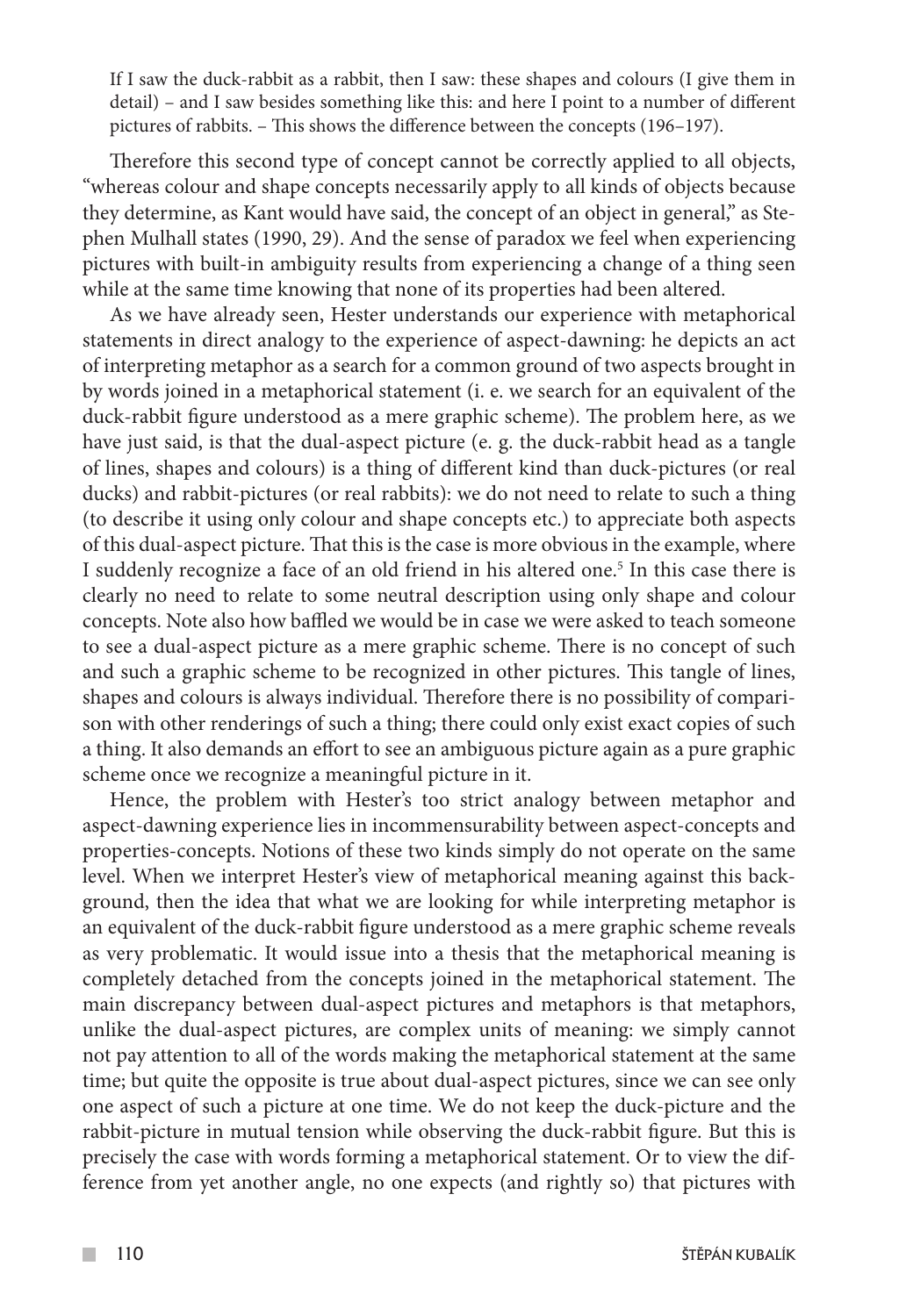> If I saw the duck-rabbit as a rabbit, then I saw: these shapes and colours (I give them in detail) – and I saw besides something like this: and here I point to a number of different pictures of rabbits. – This shows the difference between the concepts (196–197).

Therefore this second type of concept cannot be correctly applied to all objects, "whereas colour and shape concepts necessarily apply to all kinds of objects because they determine, as Kant would have said, the concept of an object in general," as Stephen Mulhall states (1990, 29). And the sense of paradox we feel when experiencing pictures with built-in ambiguity results from experiencing a change of a thing seen while at the same time knowing that none of its properties had been altered.

As we have already seen, Hester understands our experience with metaphorical statements in direct analogy to the experience of aspect-dawning: he depicts an act of interpreting metaphor as a search for a common ground of two aspects brought in by words joined in a metaphorical statement (i. e. we search for an equivalent of the duck-rabbit figure understood as a mere graphic scheme). The problem here, as we have just said, is that the dual-aspect picture (e. g. the duck-rabbit head as a tangle of lines, shapes and colours) is a thing of different kind than duck-pictures (or real ducks) and rabbit-pictures (or real rabbits): we do not need to relate to such a thing (to describe it using only colour and shape concepts etc.) to appreciate both aspects of this dual-aspect picture. That this is the case is more obvious in the example, where I suddenly recognize a face of an old friend in his altered one.[5] In this case there is clearly no need to relate to some neutral description using only shape and colour concepts. Note also how baffled we would be in case we were asked to teach someone to see a dual-aspect picture as a mere graphic scheme. There is no concept of such and such a graphic scheme to be recognized in other pictures. This tangle of lines, shapes and colours is always individual. Therefore there is no possibility of comparison with other renderings of such a thing; there could only exist exact copies of such a thing. It also demands an effort to see an ambiguous picture again as a pure graphic scheme once we recognize a meaningful picture in it.

Hence, the problem with Hester's too strict analogy between metaphor and aspect-dawning experience lies in incommensurability between aspect-concepts and properties-concepts. Notions of these two kinds simply do not operate on the same level. When we interpret Hester's view of metaphorical meaning against this background, then the idea that what we are looking for while interpreting metaphor is an equivalent of the duck-rabbit figure understood as a mere graphic scheme reveals as very problematic. It would issue into a thesis that the metaphorical meaning is completely detached from the concepts joined in the metaphorical statement. The main discrepancy between dual-aspect pictures and metaphors is that metaphors, unlike the dual-aspect pictures, are complex units of meaning: we simply cannot not pay attention to all of the words making the metaphorical statement at the same time; but quite the opposite is true about dual-aspect pictures, since we can see only one aspect of such a picture at one time. We do not keep the duck-picture and the rabbit-picture in mutual tension while observing the duck-rabbit figure. But this is precisely the case with words forming a metaphorical statement. Or to view the difference from yet another angle, no one expects (and rightly so) that pictures with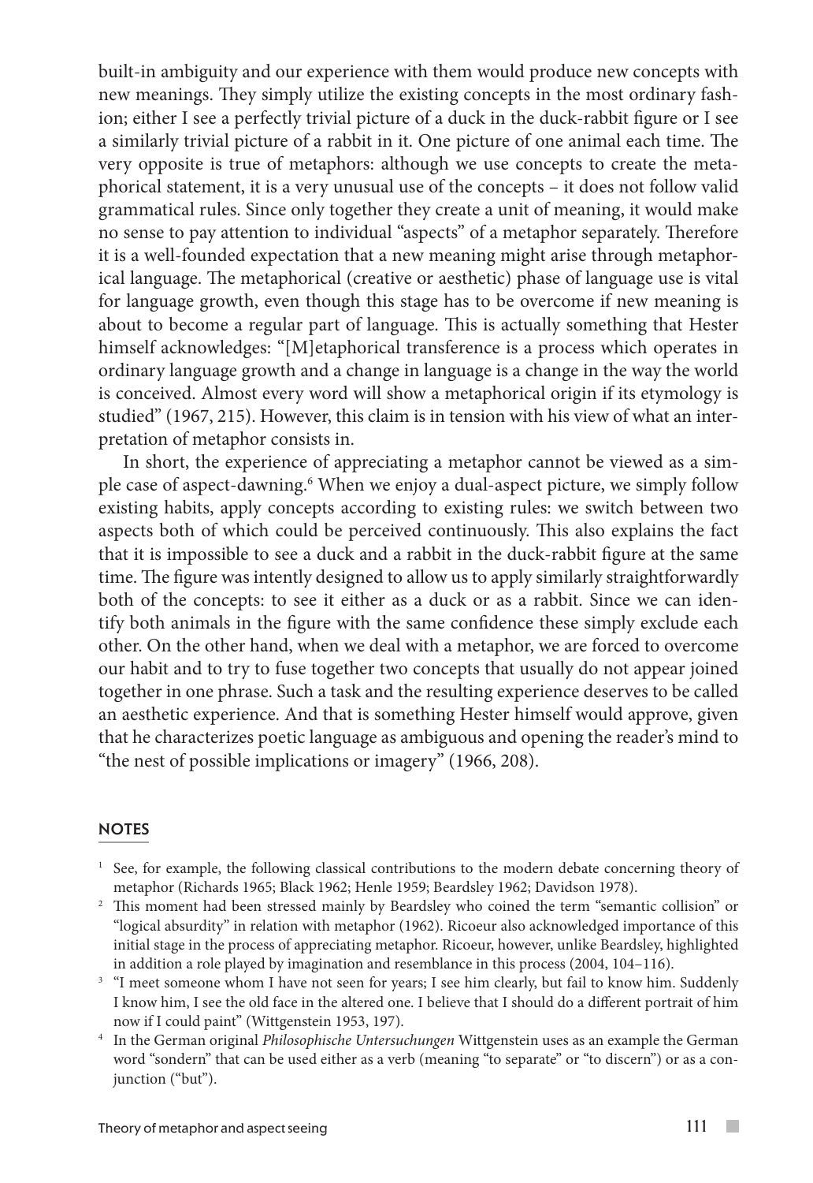built-in ambiguity and our experience with them would produce new concepts with new meanings. They simply utilize the existing concepts in the most ordinary fashion; either I see a perfectly trivial picture of a duck in the duck-rabbit figure or I see a similarly trivial picture of a rabbit in it. One picture of one animal each time. The very opposite is true of metaphors: although we use concepts to create the metaphorical statement, it is a very unusual use of the concepts – it does not follow valid grammatical rules. Since only together they create a unit of meaning, it would make no sense to pay attention to individual "aspects" of a metaphor separately. Therefore it is a well-founded expectation that a new meaning might arise through metaphorical language. The metaphorical (creative or aesthetic) phase of language use is vital for language growth, even though this stage has to be overcome if new meaning is about to become a regular part of language. This is actually something that Hester himself acknowledges: "[M]etaphorical transference is a process which operates in ordinary language growth and a change in language is a change in the way the world is conceived. Almost every word will show a metaphorical origin if its etymology is studied" (1967, 215). However, this claim is in tension with his view of what an interpretation of metaphor consists in.

In short, the experience of appreciating a metaphor cannot be viewed as a simple case of aspect-dawning.[6] When we enjoy a dual-aspect picture, we simply follow existing habits, apply concepts according to existing rules: we switch between two aspects both of which could be perceived continuously. This also explains the fact that it is impossible to see a duck and a rabbit in the duck-rabbit figure at the same time. The figure was intently designed to allow us to apply similarly straightforwardly both of the concepts: to see it either as a duck or as a rabbit. Since we can identify both animals in the figure with the same confidence these simply exclude each other. On the other hand, when we deal with a metaphor, we are forced to overcome our habit and to try to fuse together two concepts that usually do not appear joined together in one phrase. Such a task and the resulting experience deserves to be called an aesthetic experience. And that is something Hester himself would approve, given that he characterizes poetic language as ambiguous and opening the reader's mind to "the nest of possible implications or imagery" (1966, 208).

## NOTES

[1] See, for example, the following classical contributions to the modern debate concerning theory of metaphor (Richards 1965; Black 1962; Henle 1959; Beardsley 1962; Davidson 1978).

[2] This moment had been stressed mainly by Beardsley who coined the term "semantic collision" or "logical absurdity" in relation with metaphor (1962). Ricoeur also acknowledged importance of this initial stage in the process of appreciating metaphor. Ricoeur, however, unlike Beardsley, highlighted in addition a role played by imagination and resemblance in this process (2004, 104–116).

[3] "I meet someone whom I have not seen for years; I see him clearly, but fail to know him. Suddenly I know him, I see the old face in the altered one. I believe that I should do a different portrait of him now if I could paint" (Wittgenstein 1953, 197).

[4] In the German original *Philosophische Untersuchungen* Wittgenstein uses as an example the German word "sondern" that can be used either as a verb (meaning "to separate" or "to discern") or as a conjunction ("but").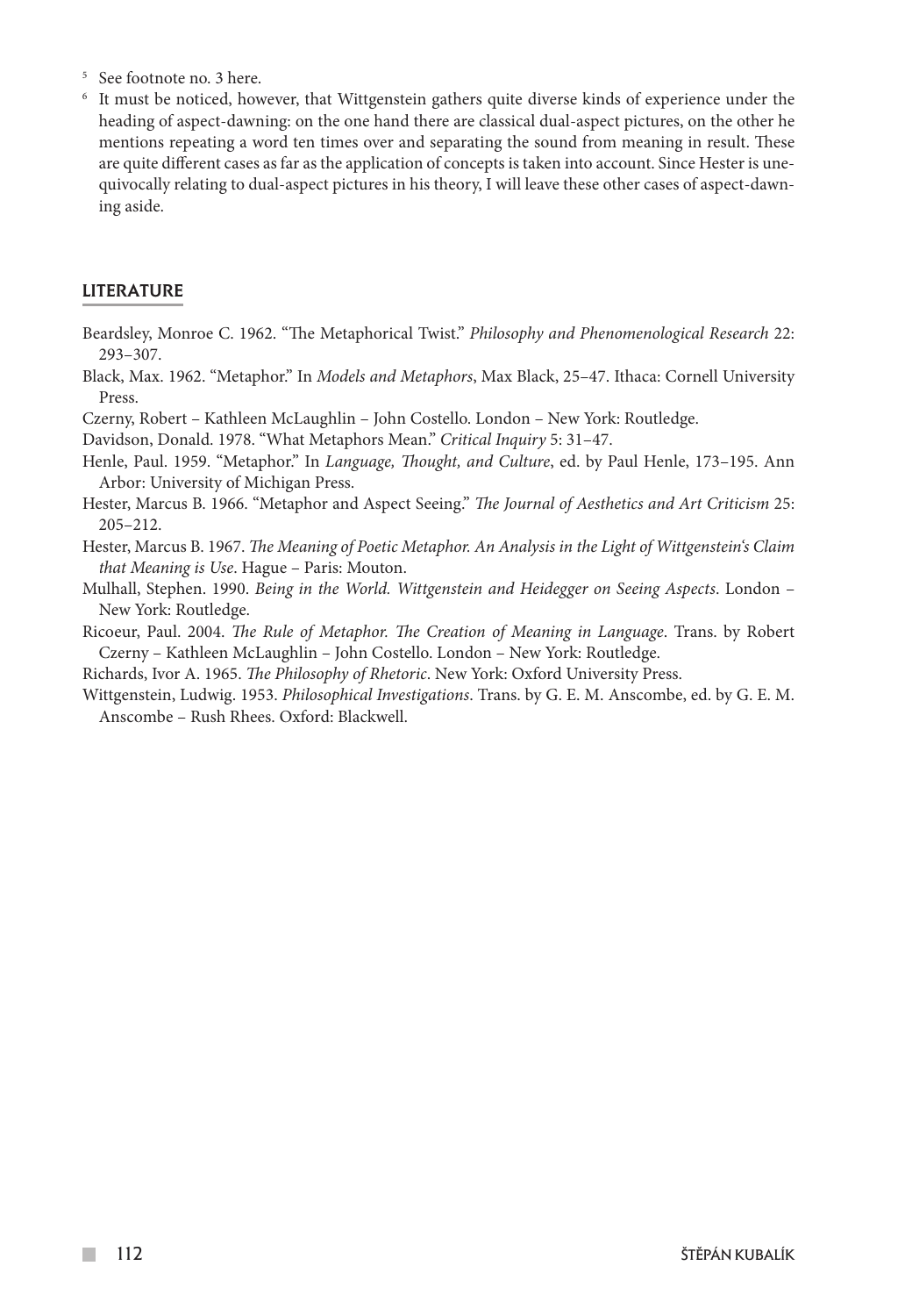[5] See footnote no. 3 here.

[6] It must be noticed, however, that Wittgenstein gathers quite diverse kinds of experience under the heading of aspect-dawning: on the one hand there are classical dual-aspect pictures, on the other he mentions repeating a word ten times over and separating the sound from meaning in result. These are quite different cases as far as the application of concepts is taken into account. Since Hester is unequivocally relating to dual-aspect pictures in his theory, I will leave these other cases of aspect-dawning aside.

## LITERATURE

Beardsley, Monroe C. 1962. "The Metaphorical Twist." *Philosophy and Phenomenological Research* 22: 293–307.

Black, Max. 1962. "Metaphor." In *Models and Metaphors*, Max Black, 25–47. Ithaca: Cornell University Press.

Czerny, Robert – Kathleen McLaughlin – John Costello. London – New York: Routledge.

Davidson, Donald. 1978. "What Metaphors Mean." *Critical Inquiry* 5: 31–47.

Henle, Paul. 1959. "Metaphor." In *Language, Thought, and Culture*, ed. by Paul Henle, 173–195. Ann Arbor: University of Michigan Press.

Hester, Marcus B. 1966. "Metaphor and Aspect Seeing." *The Journal of Aesthetics and Art Criticism* 25: 205–212.

Hester, Marcus B. 1967. *The Meaning of Poetic Metaphor. An Analysis in the Light of Wittgenstein's Claim that Meaning is Use*. Hague – Paris: Mouton.

Mulhall, Stephen. 1990. *Being in the World. Wittgenstein and Heidegger on Seeing Aspects*. London – New York: Routledge.

Ricoeur, Paul. 2004. *The Rule of Metaphor. The Creation of Meaning in Language*. Trans. by Robert Czerny – Kathleen McLaughlin – John Costello. London – New York: Routledge.

Richards, Ivor A. 1965. *The Philosophy of Rhetoric*. New York: Oxford University Press.

Wittgenstein, Ludwig. 1953. *Philosophical Investigations*. Trans. by G. E. M. Anscombe, ed. by G. E. M. Anscombe – Rush Rhees. Oxford: Blackwell.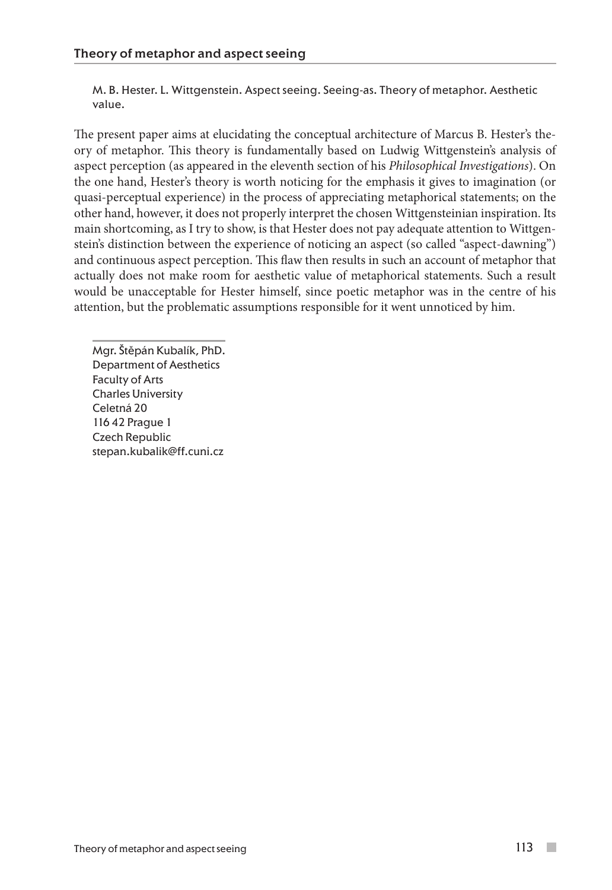## Theory of metaphor and aspect seeing

M. B. Hester. L. Wittgenstein. Aspect seeing. Seeing-as. Theory of metaphor. Aesthetic value.

The present paper aims at elucidating the conceptual architecture of Marcus B. Hester's theory of metaphor. This theory is fundamentally based on Ludwig Wittgenstein's analysis of aspect perception (as appeared in the eleventh section of his *Philosophical Investigations*). On the one hand, Hester's theory is worth noticing for the emphasis it gives to imagination (or quasi-perceptual experience) in the process of appreciating metaphorical statements; on the other hand, however, it does not properly interpret the chosen Wittgensteinian inspiration. Its main shortcoming, as I try to show, is that Hester does not pay adequate attention to Wittgenstein's distinction between the experience of noticing an aspect (so called "aspect-dawning") and continuous aspect perception. This flaw then results in such an account of metaphor that actually does not make room for aesthetic value of metaphorical statements. Such a result would be unacceptable for Hester himself, since poetic metaphor was in the centre of his attention, but the problematic assumptions responsible for it went unnoticed by him.

Mgr. Štěpán Kubalík, PhD.
Department of Aesthetics
Faculty of Arts
Charles University
Celetná 20
116 42 Prague 1
Czech Republic
stepan.kubalik@ff.cuni.cz